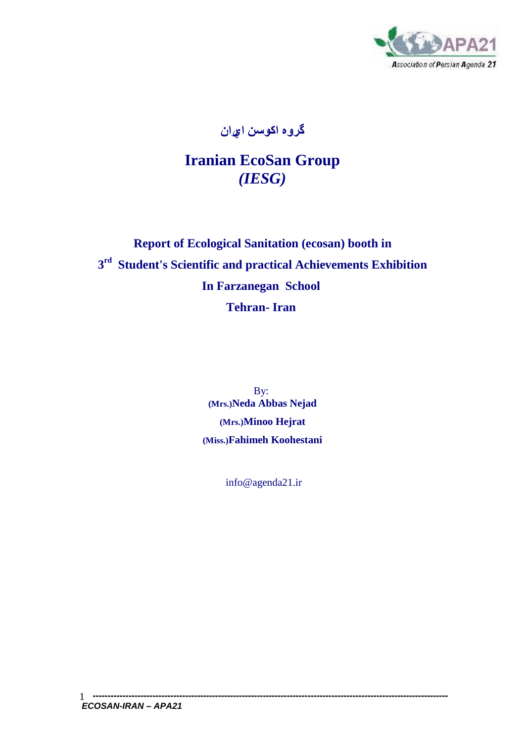گروه اکوسن ایران

# Iranian EcoSan Group
## *(IESG)*

**Report of Ecological Sanitation (ecosan) booth in**

**3rd Student's Scientific and practical Achievements Exhibition**

**In Farzanegan School**

**Tehran- Iran**

By:

**(Mrs.)Neda Abbas Nejad**

**(Mrs.)Minoo Hejrat**

**(Miss.)Fahimeh Koohestani**

info@agenda21.ir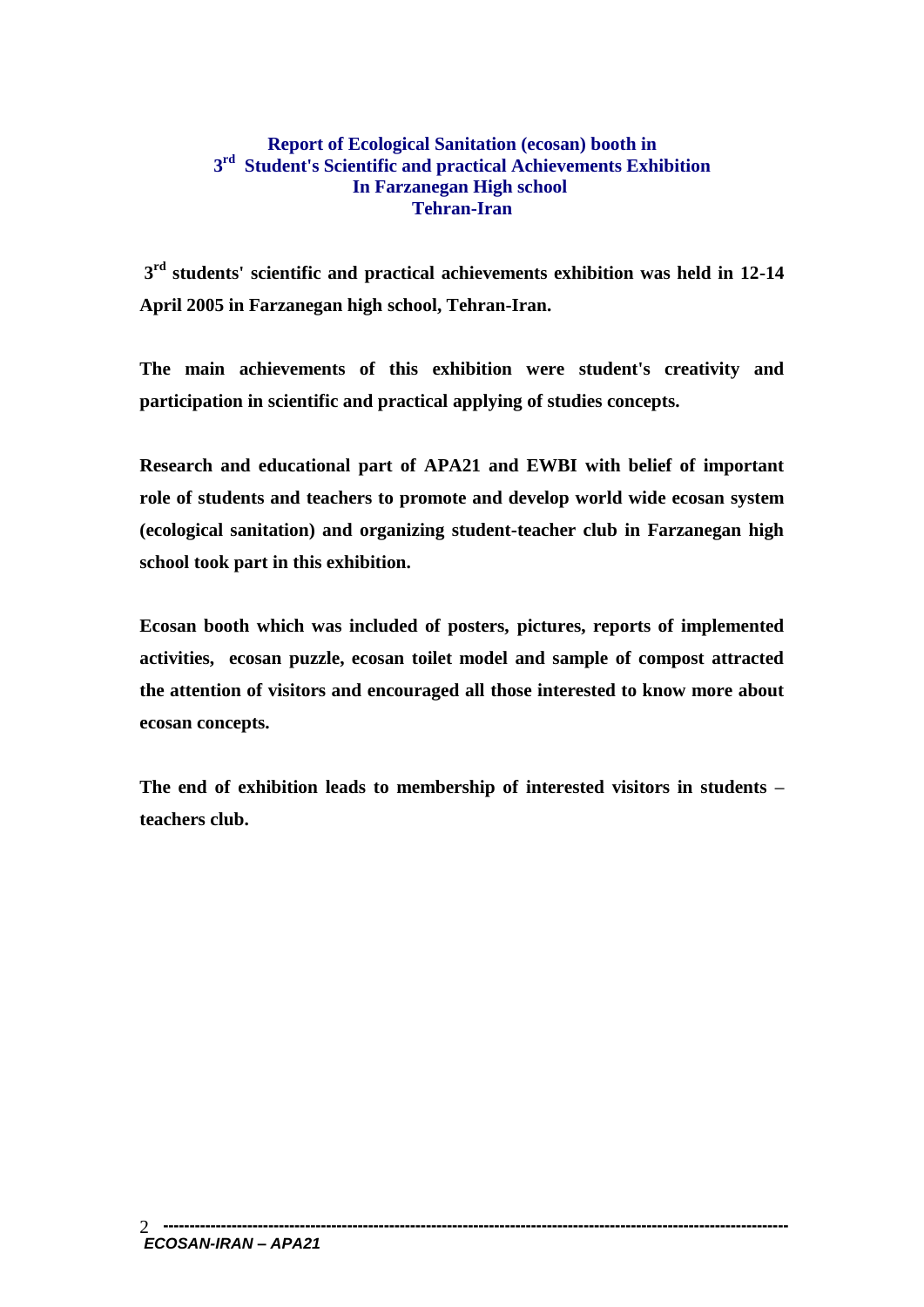# Report of Ecological Sanitation (ecosan) booth in 3rd Student's Scientific and practical Achievements Exhibition In Farzanegan High school Tehran-Iran

**3rd students' scientific and practical achievements exhibition was held in 12-14 April 2005 in Farzanegan high school, Tehran-Iran.**

**The main achievements of this exhibition were student's creativity and participation in scientific and practical applying of studies concepts.**

**Research and educational part of APA21 and EWBI with belief of important role of students and teachers to promote and develop world wide ecosan system (ecological sanitation) and organizing student-teacher club in Farzanegan high school took part in this exhibition.**

**Ecosan booth which was included of posters, pictures, reports of implemented activities, ecosan puzzle, ecosan toilet model and sample of compost attracted the attention of visitors and encouraged all those interested to know more about ecosan concepts.**

**The end of exhibition leads to membership of interested visitors in students – teachers club.**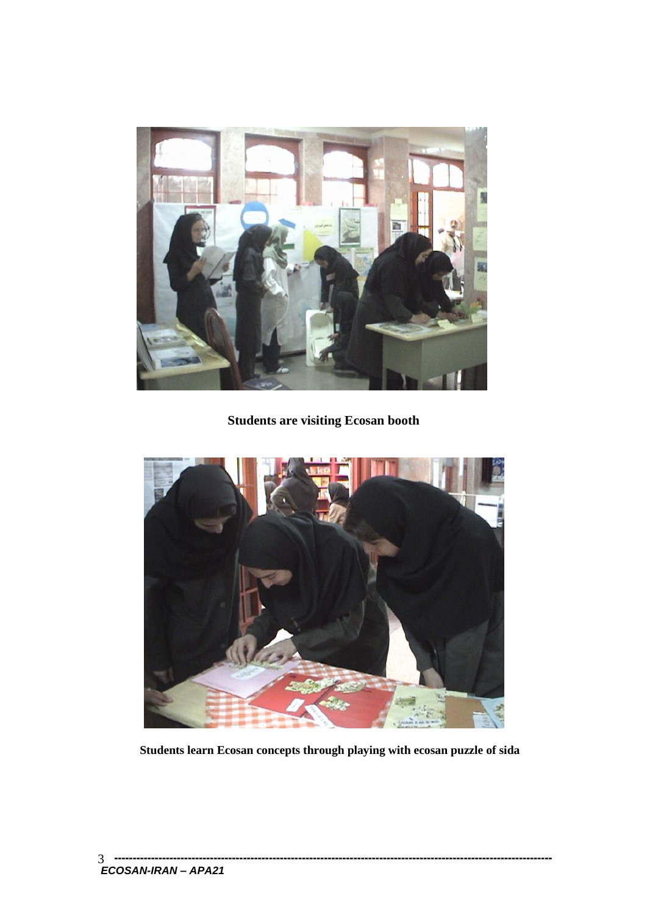**Students are visiting Ecosan booth**

**Students learn Ecosan concepts through playing with ecosan puzzle of sida**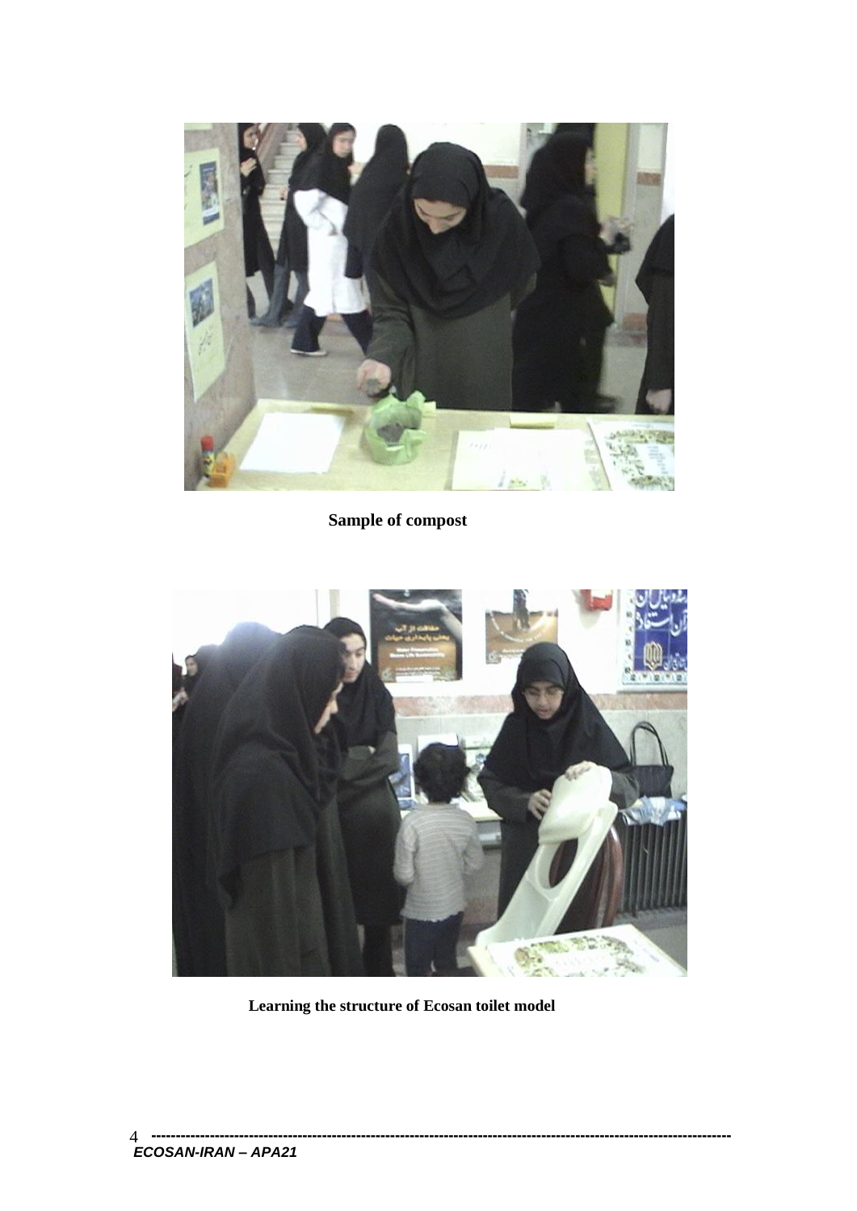**Sample of compost**

**Learning the structure of Ecosan toilet model**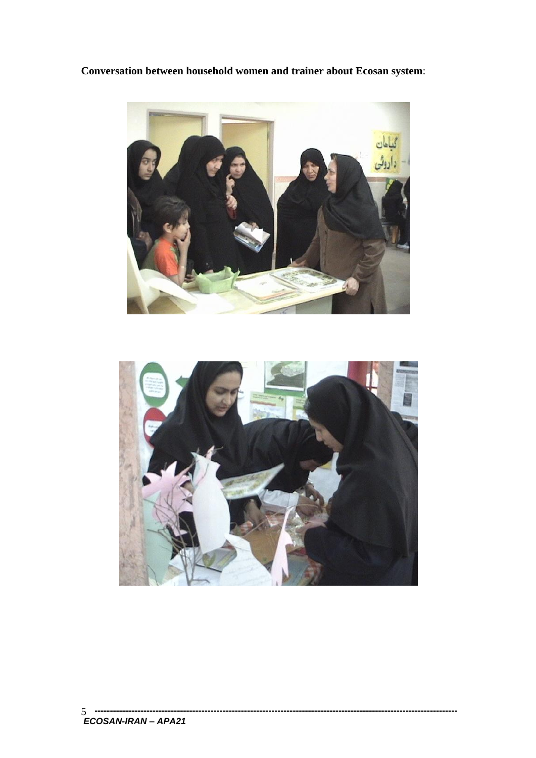**Conversation between household women and trainer about Ecosan system**: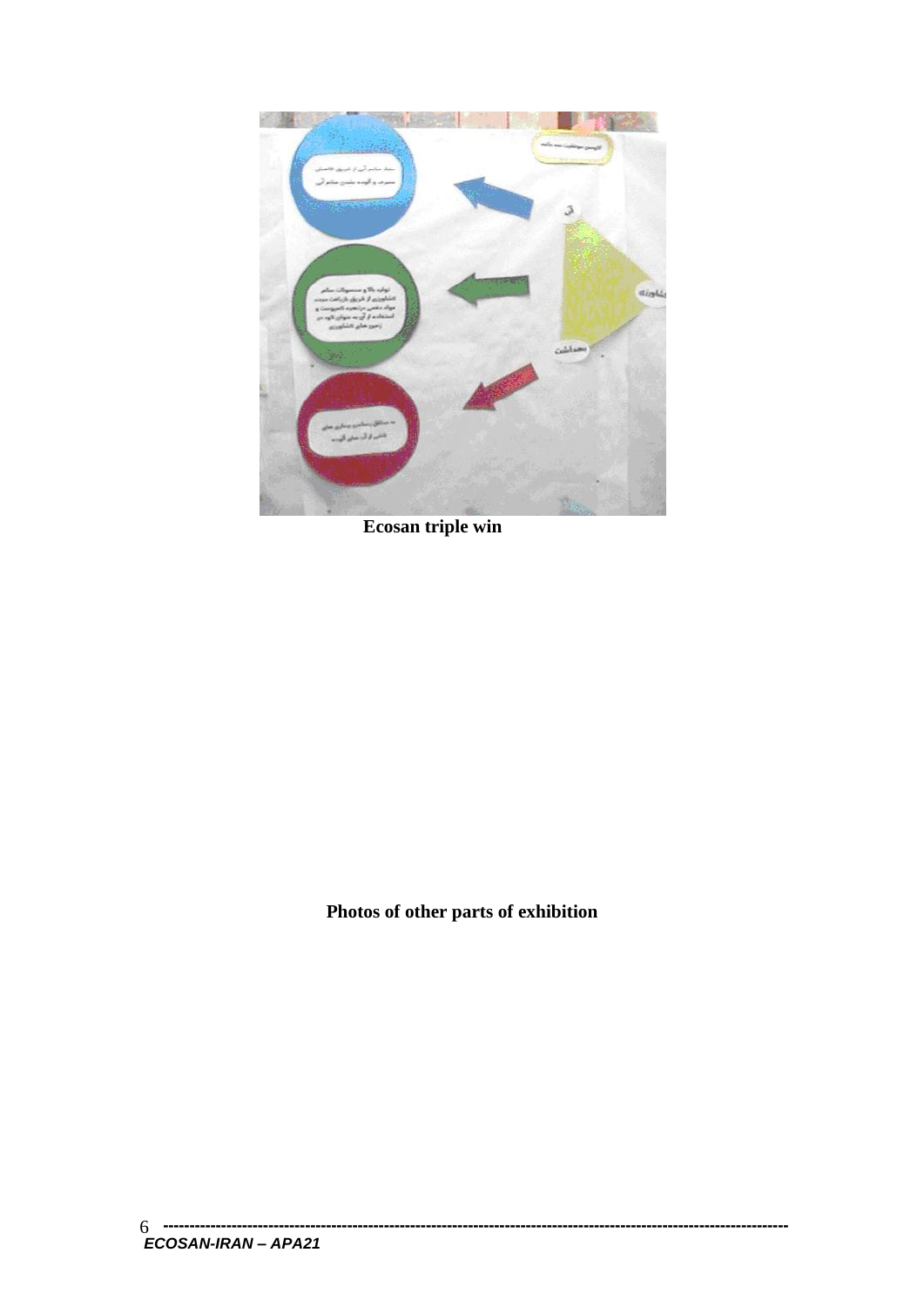Ecosan triple win

**Photos of other parts of exhibition**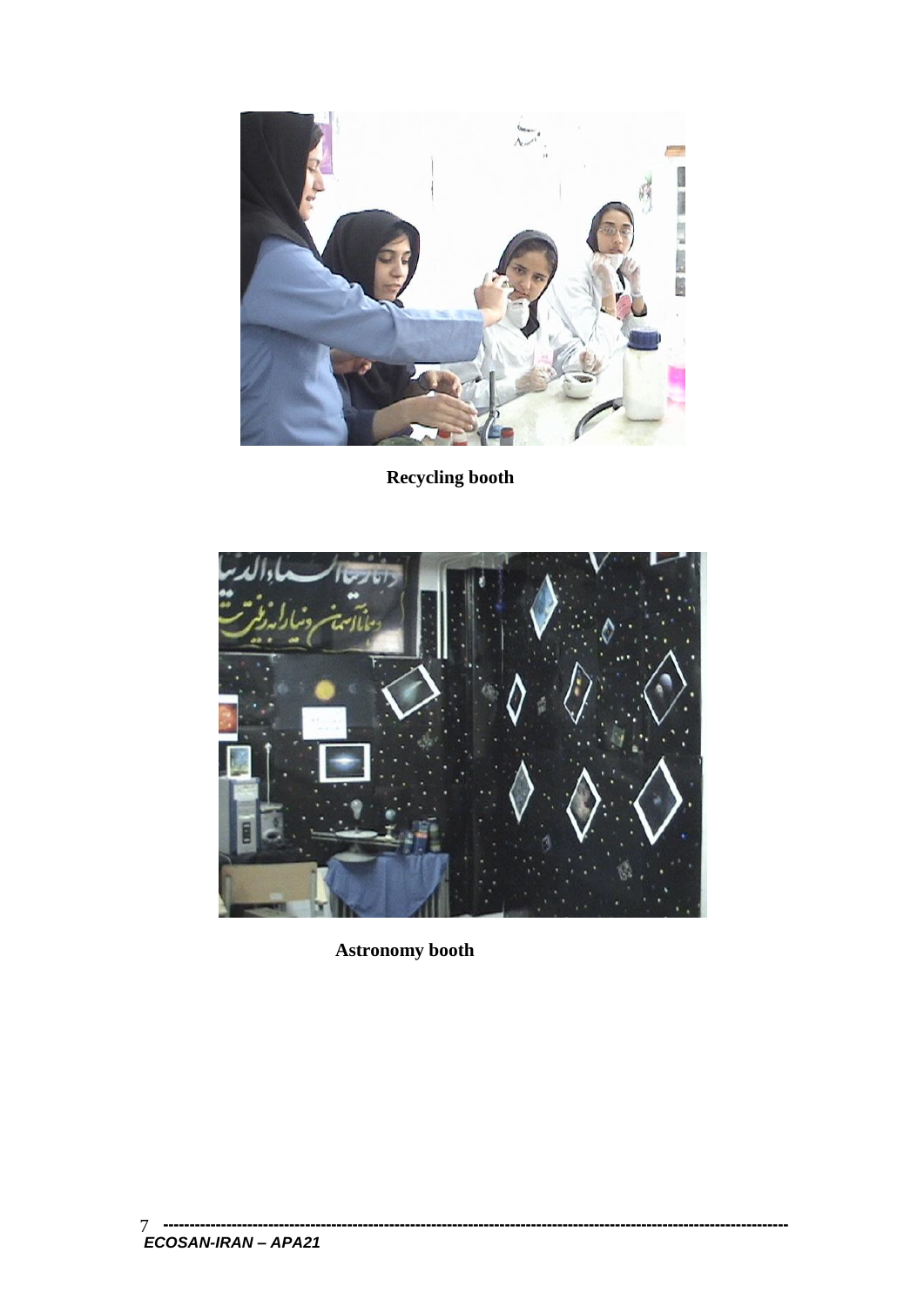**Recycling booth**

**Astronomy booth**